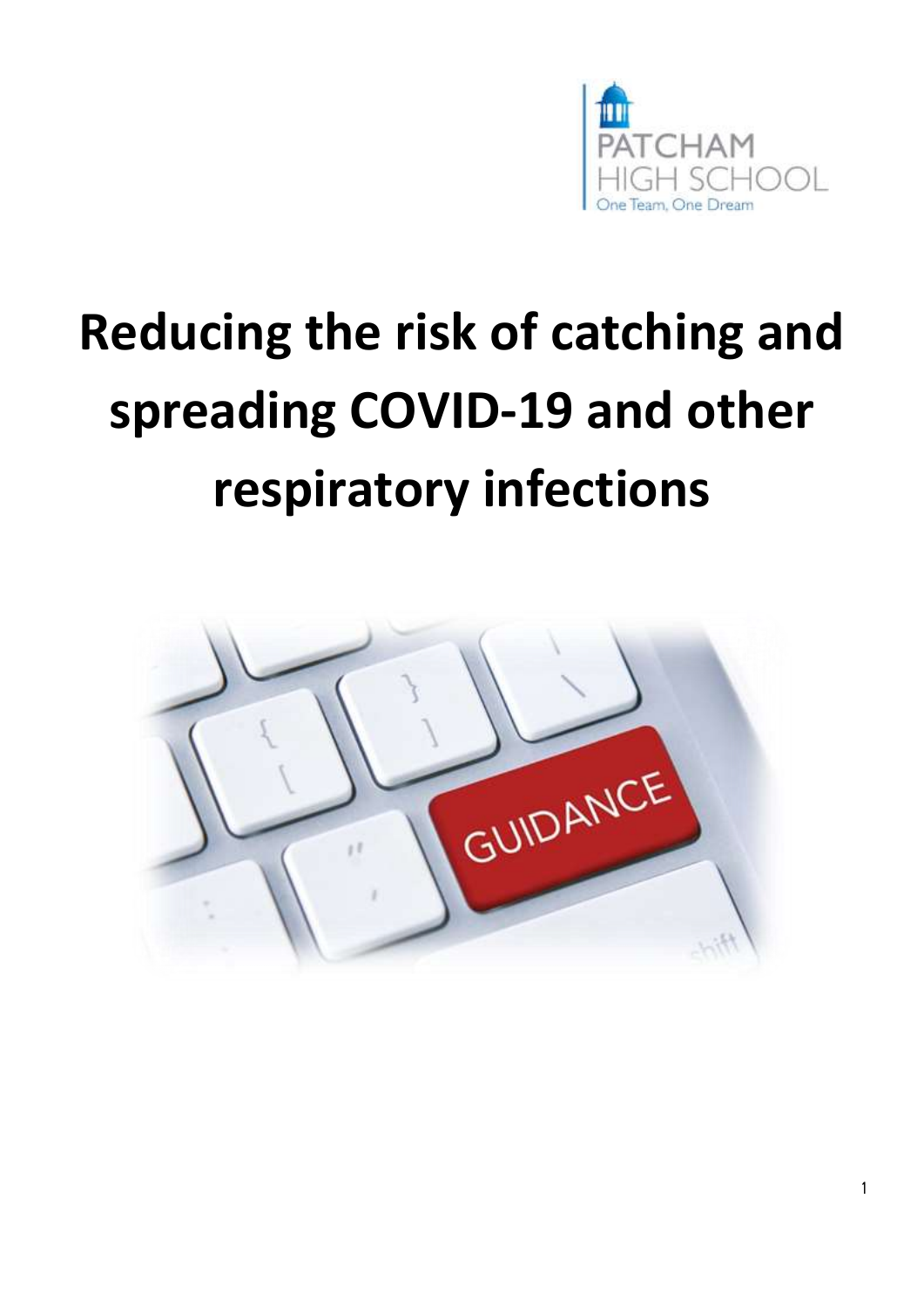# Reducing the risk of catching and spreading COVID-19 and other respiratory infections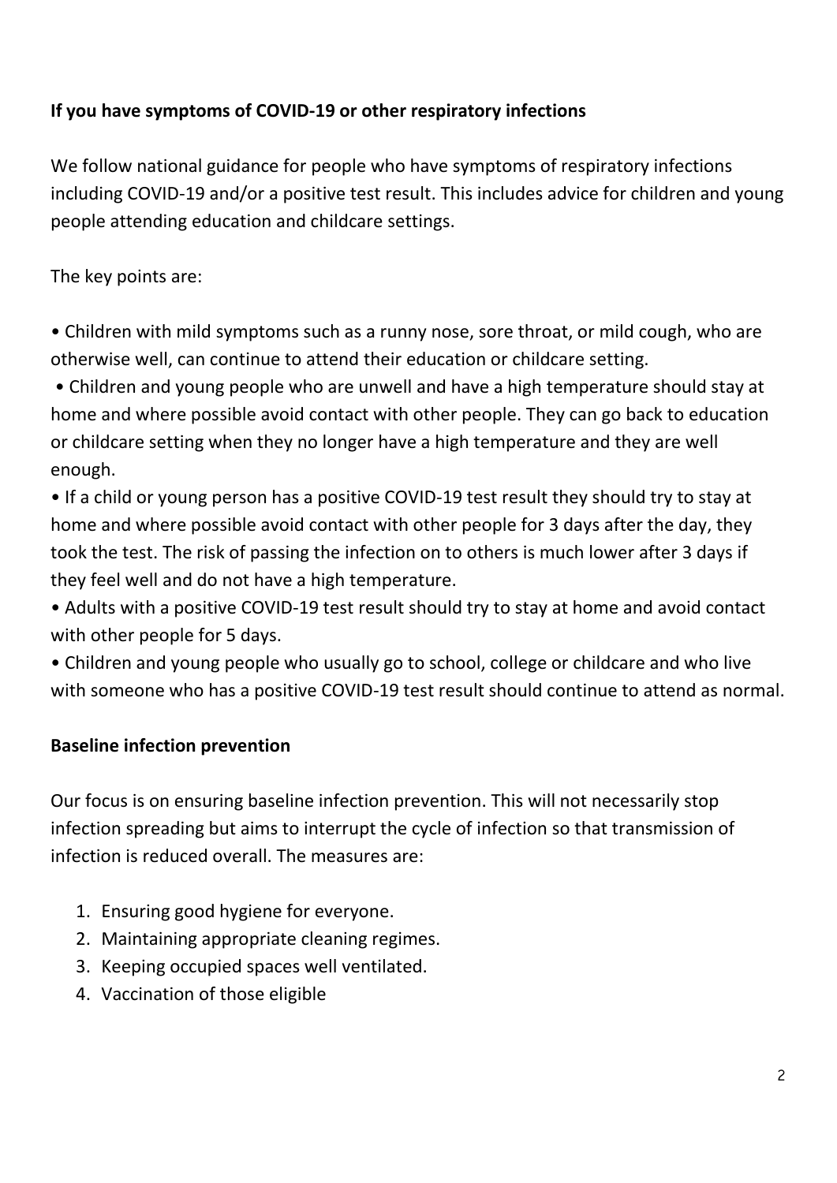## If you have symptoms of COVID-19 or other respiratory infections

We follow national guidance for people who have symptoms of respiratory infections including COVID-19 and/or a positive test result. This includes advice for children and young people attending education and childcare settings.

The key points are:

- Children with mild symptoms such as a runny nose, sore throat, or mild cough, who are otherwise well, can continue to attend their education or childcare setting.
- Children and young people who are unwell and have a high temperature should stay at home and where possible avoid contact with other people. They can go back to education or childcare setting when they no longer have a high temperature and they are well enough.
- If a child or young person has a positive COVID-19 test result they should try to stay at home and where possible avoid contact with other people for 3 days after the day, they took the test. The risk of passing the infection on to others is much lower after 3 days if they feel well and do not have a high temperature.
- Adults with a positive COVID-19 test result should try to stay at home and avoid contact with other people for 5 days.
- Children and young people who usually go to school, college or childcare and who live with someone who has a positive COVID-19 test result should continue to attend as normal.

## Baseline infection prevention

Our focus is on ensuring baseline infection prevention. This will not necessarily stop infection spreading but aims to interrupt the cycle of infection so that transmission of infection is reduced overall. The measures are:

1. Ensuring good hygiene for everyone.
2. Maintaining appropriate cleaning regimes.
3. Keeping occupied spaces well ventilated.
4. Vaccination of those eligible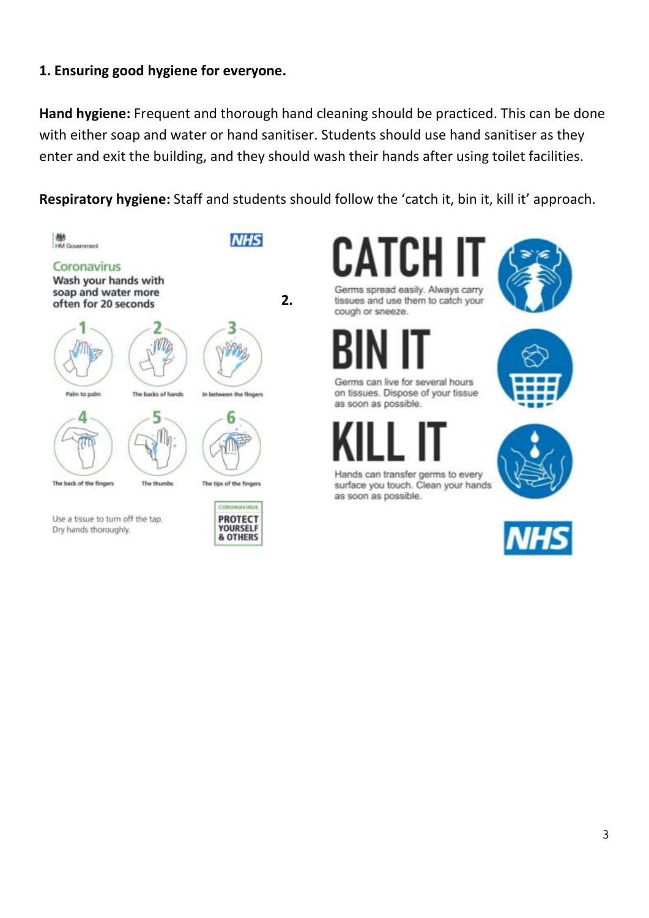**1. Ensuring good hygiene for everyone.**

**Hand hygiene:** Frequent and thorough hand cleaning should be practiced. This can be done with either soap and water or hand sanitiser. Students should use hand sanitiser as they enter and exit the building, and they should wash their hands after using toilet facilities.

**Respiratory hygiene:** Staff and students should follow the 'catch it, bin it, kill it' approach.

HM Government

NHS

Coronavirus

**Wash your hands with soap and water more often for 20 seconds**

1. Palm to palm
2. The backs of hands
3. In between the fingers
4. The back of the fingers
5. The thumbs
6. The tips of the fingers

Use a tissue to turn off the tap. Dry hands thoroughly.

CORONAVIRUS
**PROTECT YOURSELF & OTHERS**

**2.**

**CATCH IT**

Germs spread easily. Always carry tissues and use them to catch your cough or sneeze.

**BIN IT**

Germs can live for several hours on tissues. Dispose of your tissue as soon as possible.

**KILL IT**

Hands can transfer germs to every surface you touch. Clean your hands as soon as possible.

NHS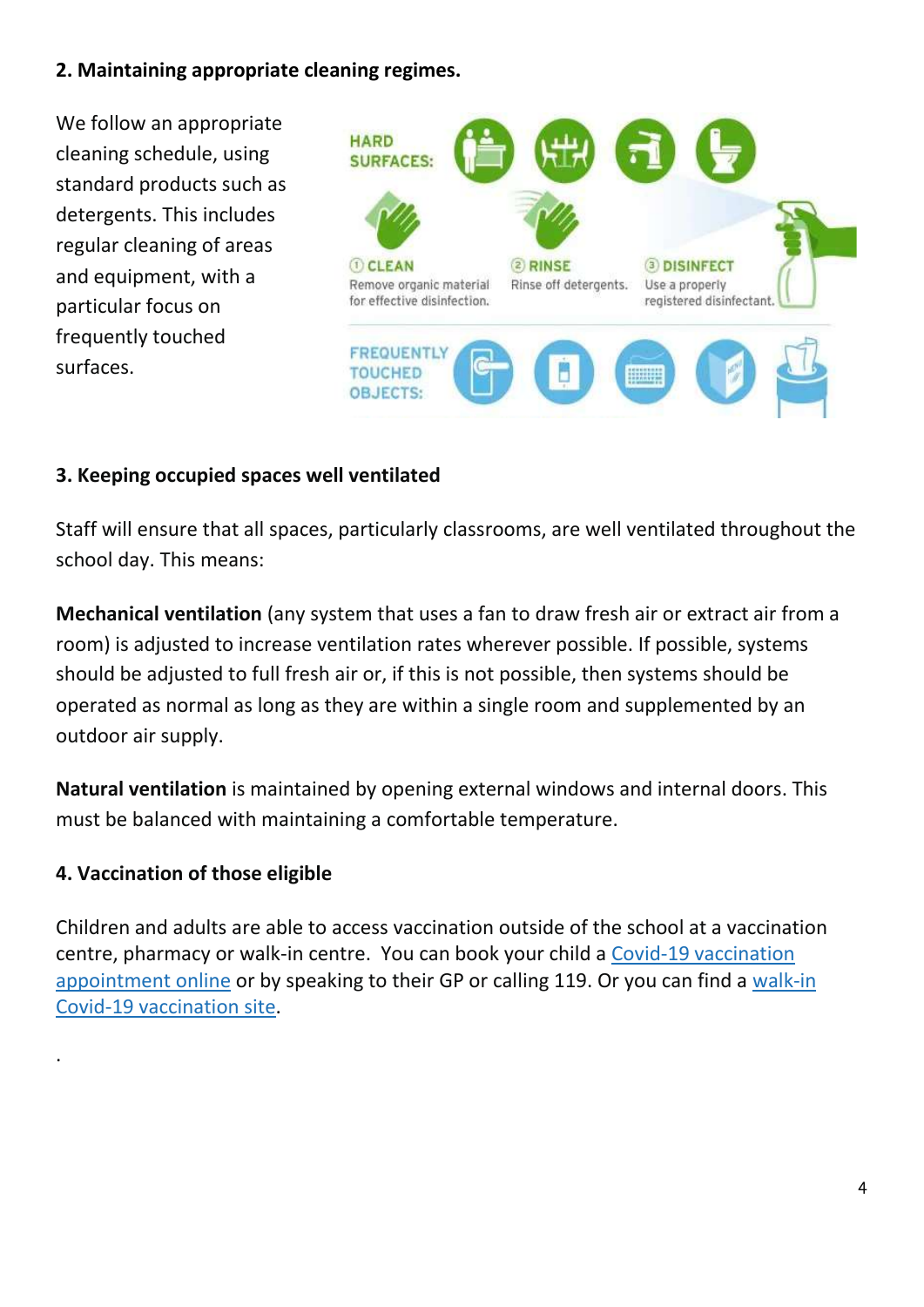**2. Maintaining appropriate cleaning regimes.**

We follow an appropriate cleaning schedule, using standard products such as detergents. This includes regular cleaning of areas and equipment, with a particular focus on frequently touched surfaces.

HARD SURFACES:

① CLEAN
Remove organic material for effective disinfection.

② RINSE
Rinse off detergents.

③ DISINFECT
Use a properly registered disinfectant.

FREQUENTLY TOUCHED OBJECTS:

**3. Keeping occupied spaces well ventilated**

Staff will ensure that all spaces, particularly classrooms, are well ventilated throughout the school day. This means:

**Mechanical ventilation** (any system that uses a fan to draw fresh air or extract air from a room) is adjusted to increase ventilation rates wherever possible. If possible, systems should be adjusted to full fresh air or, if this is not possible, then systems should be operated as normal as long as they are within a single room and supplemented by an outdoor air supply.

**Natural ventilation** is maintained by opening external windows and internal doors. This must be balanced with maintaining a comfortable temperature.

**4. Vaccination of those eligible**

Children and adults are able to access vaccination outside of the school at a vaccination centre, pharmacy or walk-in centre. You can book your child a Covid-19 vaccination appointment online or by speaking to their GP or calling 119. Or you can find a walk-in Covid-19 vaccination site.